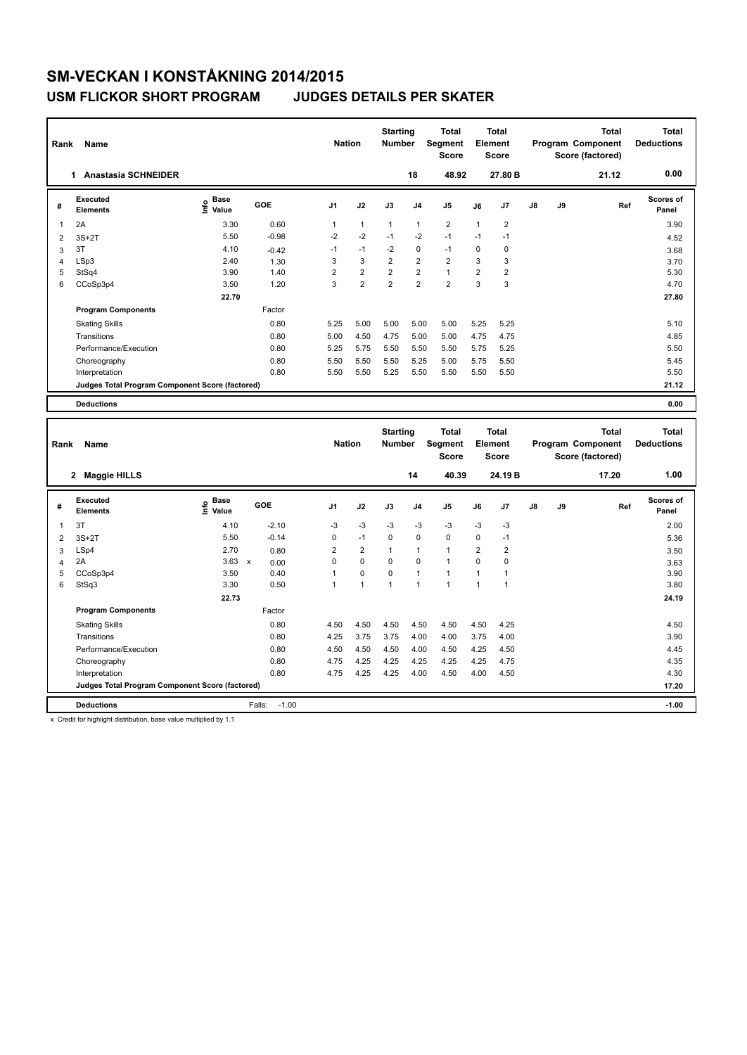# SM-VECKAN I KONSTÅKNING 2014/2015

## USM FLICKOR SHORT PROGRAM JUDGES DETAILS PER SKATER

| Rank | Name | Nation | Starting Number | Total Segment Score | Total Element Score | Total Program Component Score (factored) | Total Deductions |
|---|---|---|---|---|---|---|---|
| 1 | Anastasia SCHNEIDER | | 18 | 48.92 | 27.80 B | 21.12 | 0.00 |

| # | Executed Elements | Info | Base Value | GOE | J1 | J2 | J3 | J4 | J5 | J6 | J7 | J8 | J9 | Ref | Scores of Panel |
|---|---|---|---|---|---|---|---|---|---|---|---|---|---|---|---|
| 1 | 2A | | 3.30 | 0.60 | 1 | 1 | 1 | 1 | 2 | 1 | 2 | | | | 3.90 |
| 2 | 3S+2T | | 5.50 | -0.98 | -2 | -2 | -1 | -2 | -1 | -1 | -1 | | | | 4.52 |
| 3 | 3T | | 4.10 | -0.42 | -1 | -1 | -2 | 0 | -1 | 0 | 0 | | | | 3.68 |
| 4 | LSp3 | | 2.40 | 1.30 | 3 | 3 | 2 | 2 | 2 | 3 | 3 | | | | 3.70 |
| 5 | StSq4 | | 3.90 | 1.40 | 2 | 2 | 2 | 2 | 1 | 2 | 2 | | | | 5.30 |
| 6 | CCoSp3p4 | | 3.50 | 1.20 | 3 | 2 | 2 | 2 | 2 | 3 | 3 | | | | 4.70 |
| | | | 22.70 | | | | | | | | | | | | 27.80 |
| | **Program Components** | | | Factor | | | | | | | | | | | |
| | Skating Skills | | | 0.80 | 5.25 | 5.00 | 5.00 | 5.00 | 5.00 | 5.25 | 5.25 | | | | 5.10 |
| | Transitions | | | 0.80 | 5.00 | 4.50 | 4.75 | 5.00 | 5.00 | 4.75 | 4.75 | | | | 4.85 |
| | Performance/Execution | | | 0.80 | 5.25 | 5.75 | 5.50 | 5.50 | 5.50 | 5.75 | 5.25 | | | | 5.50 |
| | Choreography | | | 0.80 | 5.50 | 5.50 | 5.50 | 5.25 | 5.00 | 5.75 | 5.50 | | | | 5.45 |
| | Interpretation | | | 0.80 | 5.50 | 5.50 | 5.25 | 5.50 | 5.50 | 5.50 | 5.50 | | | | 5.50 |
| | **Judges Total Program Component Score (factored)** | | | | | | | | | | | | | | 21.12 |
| | **Deductions** | | | | | | | | | | | | | | 0.00 |

| Rank | Name | Nation | Starting Number | Total Segment Score | Total Element Score | Total Program Component Score (factored) | Total Deductions |
|---|---|---|---|---|---|---|---|
| 2 | Maggie HILLS | | 14 | 40.39 | 24.19 B | 17.20 | 1.00 |

| # | Executed Elements | Info | Base Value | GOE | J1 | J2 | J3 | J4 | J5 | J6 | J7 | J8 | J9 | Ref | Scores of Panel |
|---|---|---|---|---|---|---|---|---|---|---|---|---|---|---|---|
| 1 | 3T | | 4.10 | -2.10 | -3 | -3 | -3 | -3 | -3 | -3 | -3 | | | | 2.00 |
| 2 | 3S+2T | | 5.50 | -0.14 | 0 | -1 | 0 | 0 | 0 | 0 | -1 | | | | 5.36 |
| 3 | LSp4 | | 2.70 | 0.80 | 2 | 2 | 1 | 1 | 1 | 2 | 2 | | | | 3.50 |
| 4 | 2A | | 3.63 x | 0.00 | 0 | 0 | 0 | 0 | 1 | 0 | 0 | | | | 3.63 |
| 5 | CCoSp3p4 | | 3.50 | 0.40 | 1 | 0 | 0 | 1 | 1 | 1 | 1 | | | | 3.90 |
| 6 | StSq3 | | 3.30 | 0.50 | 1 | 1 | 1 | 1 | 1 | 1 | 1 | | | | 3.80 |
| | | | 22.73 | | | | | | | | | | | | 24.19 |
| | **Program Components** | | | Factor | | | | | | | | | | | |
| | Skating Skills | | | 0.80 | 4.50 | 4.50 | 4.50 | 4.50 | 4.50 | 4.50 | 4.25 | | | | 4.50 |
| | Transitions | | | 0.80 | 4.25 | 3.75 | 3.75 | 4.00 | 4.00 | 3.75 | 4.00 | | | | 3.90 |
| | Performance/Execution | | | 0.80 | 4.50 | 4.50 | 4.50 | 4.00 | 4.50 | 4.25 | 4.50 | | | | 4.45 |
| | Choreography | | | 0.80 | 4.75 | 4.25 | 4.25 | 4.25 | 4.25 | 4.25 | 4.75 | | | | 4.35 |
| | Interpretation | | | 0.80 | 4.75 | 4.25 | 4.25 | 4.00 | 4.50 | 4.00 | 4.50 | | | | 4.30 |
| | **Judges Total Program Component Score (factored)** | | | | | | | | | | | | | | 17.20 |
| | **Deductions** | | | Falls: -1.00 | | | | | | | | | | | -1.00 |

x Credit for highlight distribution, base value multiplied by 1.1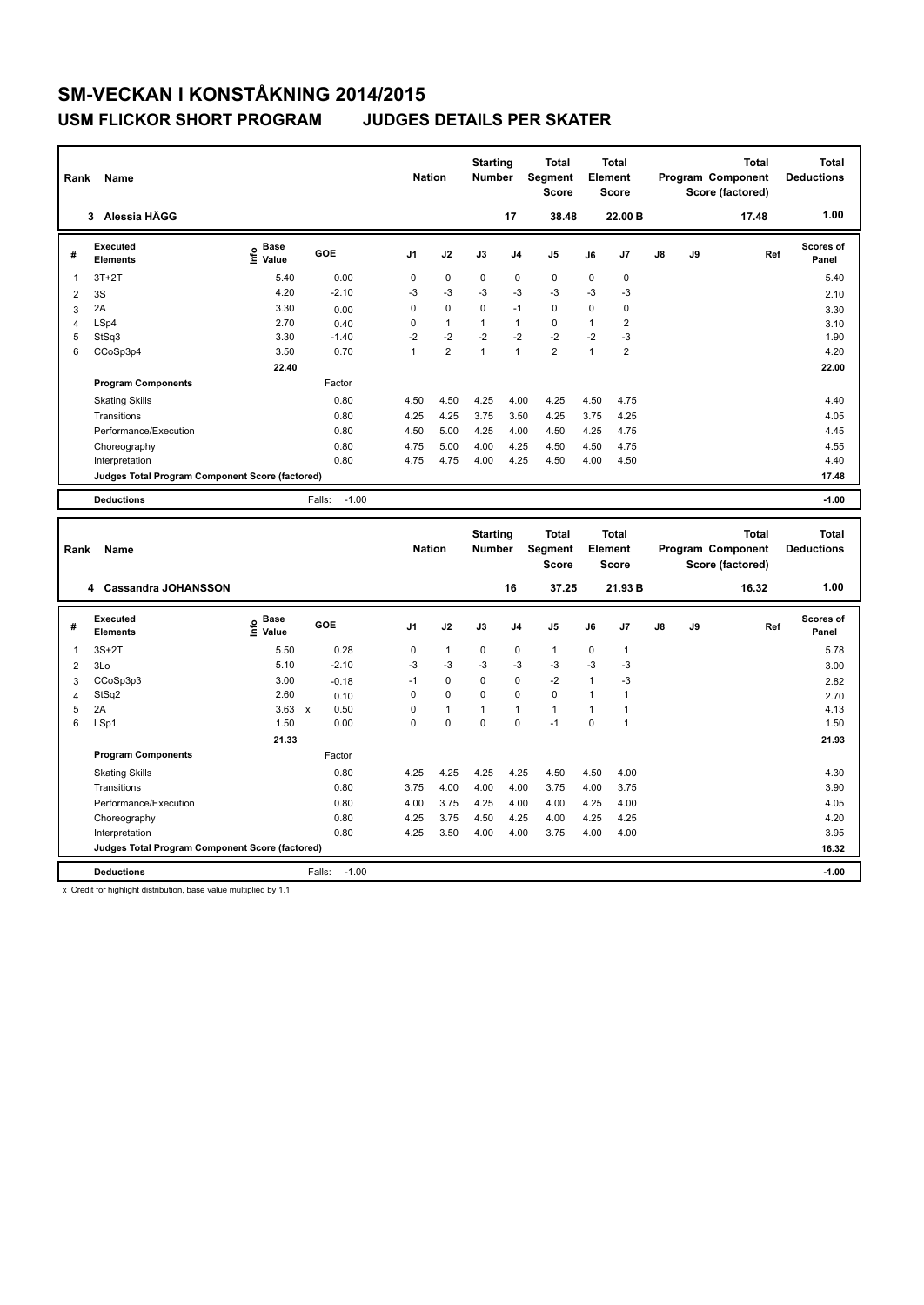# SM-VECKAN I KONSTÅKNING 2014/2015

## USM FLICKOR SHORT PROGRAM JUDGES DETAILS PER SKATER

| Rank | Name | Nation | Starting Number | Total Segment Score | Total Element Score | Total Program Component Score (factored) | Total Deductions |
|---|---|---|---|---|---|---|---|
| 3 | Alessia HÄGG | | 17 | 38.48 | 22.00 B | 17.48 | 1.00 |

| # | Executed Elements | Info | Base Value | GOE | J1 | J2 | J3 | J4 | J5 | J6 | J7 | J8 | J9 | Ref | Scores of Panel |
|---|---|---|---|---|---|---|---|---|---|---|---|---|---|---|---|
| 1 | 3T+2T | | 5.40 | 0.00 | 0 | 0 | 0 | 0 | 0 | 0 | 0 | | | | 5.40 |
| 2 | 3S | | 4.20 | -2.10 | -3 | -3 | -3 | -3 | -3 | -3 | -3 | | | | 2.10 |
| 3 | 2A | | 3.30 | 0.00 | 0 | 0 | 0 | -1 | 0 | 0 | 0 | | | | 3.30 |
| 4 | LSp4 | | 2.70 | 0.40 | 0 | 1 | 1 | 1 | 0 | 1 | 2 | | | | 3.10 |
| 5 | StSq3 | | 3.30 | -1.40 | -2 | -2 | -2 | -2 | -2 | -2 | -3 | | | | 1.90 |
| 6 | CCoSp3p4 | | 3.50 | 0.70 | 1 | 2 | 1 | 1 | 2 | 1 | 2 | | | | 4.20 |
| | | | 22.40 | | | | | | | | | | | | 22.00 |
| | **Program Components** | | | Factor | | | | | | | | | | | |
| | Skating Skills | | | 0.80 | 4.50 | 4.50 | 4.25 | 4.00 | 4.25 | 4.50 | 4.75 | | | | 4.40 |
| | Transitions | | | 0.80 | 4.25 | 4.25 | 3.75 | 3.50 | 4.25 | 3.75 | 4.25 | | | | 4.05 |
| | Performance/Execution | | | 0.80 | 4.50 | 5.00 | 4.25 | 4.00 | 4.50 | 4.25 | 4.75 | | | | 4.45 |
| | Choreography | | | 0.80 | 4.75 | 5.00 | 4.00 | 4.25 | 4.50 | 4.50 | 4.75 | | | | 4.55 |
| | Interpretation | | | 0.80 | 4.75 | 4.75 | 4.00 | 4.25 | 4.50 | 4.00 | 4.50 | | | | 4.40 |
| | **Judges Total Program Component Score (factored)** | | | | | | | | | | | | | | 17.48 |
| | **Deductions** | | | Falls: -1.00 | | | | | | | | | | | -1.00 |

| Rank | Name | Nation | Starting Number | Total Segment Score | Total Element Score | Total Program Component Score (factored) | Total Deductions |
|---|---|---|---|---|---|---|---|
| 4 | Cassandra JOHANSSON | | 16 | 37.25 | 21.93 B | 16.32 | 1.00 |

| # | Executed Elements | Info | Base Value | GOE | J1 | J2 | J3 | J4 | J5 | J6 | J7 | J8 | J9 | Ref | Scores of Panel |
|---|---|---|---|---|---|---|---|---|---|---|---|---|---|---|---|
| 1 | 3S+2T | | 5.50 | 0.28 | 0 | 1 | 0 | 0 | 1 | 0 | 1 | | | | 5.78 |
| 2 | 3Lo | | 5.10 | -2.10 | -3 | -3 | -3 | -3 | -3 | -3 | -3 | | | | 3.00 |
| 3 | CCoSp3p3 | | 3.00 | -0.18 | -1 | 0 | 0 | 0 | -2 | 1 | -3 | | | | 2.82 |
| 4 | StSq2 | | 2.60 | 0.10 | 0 | 0 | 0 | 0 | 0 | 1 | 1 | | | | 2.70 |
| 5 | 2A | | 3.63 x | 0.50 | 0 | 1 | 1 | 1 | 1 | 1 | 1 | | | | 4.13 |
| 6 | LSp1 | | 1.50 | 0.00 | 0 | 0 | 0 | 0 | -1 | 0 | 1 | | | | 1.50 |
| | | | 21.33 | | | | | | | | | | | | 21.93 |
| | **Program Components** | | | Factor | | | | | | | | | | | |
| | Skating Skills | | | 0.80 | 4.25 | 4.25 | 4.25 | 4.25 | 4.50 | 4.50 | 4.00 | | | | 4.30 |
| | Transitions | | | 0.80 | 3.75 | 4.00 | 4.00 | 4.00 | 3.75 | 4.00 | 3.75 | | | | 3.90 |
| | Performance/Execution | | | 0.80 | 4.00 | 3.75 | 4.25 | 4.00 | 4.00 | 4.25 | 4.00 | | | | 4.05 |
| | Choreography | | | 0.80 | 4.25 | 3.75 | 4.50 | 4.25 | 4.00 | 4.25 | 4.25 | | | | 4.20 |
| | Interpretation | | | 0.80 | 4.25 | 3.50 | 4.00 | 4.00 | 3.75 | 4.00 | 4.00 | | | | 3.95 |
| | **Judges Total Program Component Score (factored)** | | | | | | | | | | | | | | 16.32 |
| | **Deductions** | | | Falls: -1.00 | | | | | | | | | | | -1.00 |

x Credit for highlight distribution, base value multiplied by 1.1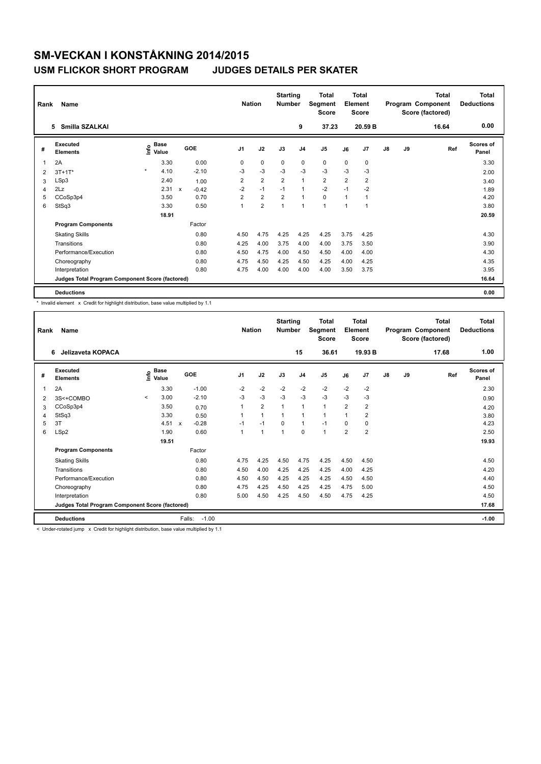# SM-VECKAN I KONSTÅKNING 2014/2015

## USM FLICKOR SHORT PROGRAM JUDGES DETAILS PER SKATER

| Rank | Name | Nation | Starting Number | Total Segment Score | Total Element Score | Total Program Component Score (factored) | Total Deductions |
|---|---|---|---|---|---|---|---|
| 5 | Smilla SZALKAI | | 9 | 37.23 | 20.59 B | 16.64 | 0.00 |

| # | Executed Elements | Info | Base Value | | GOE | J1 | J2 | J3 | J4 | J5 | J6 | J7 | J8 | J9 | Ref | Scores of Panel |
|---|---|---|---|---|---|---|---|---|---|---|---|---|---|---|---|---|
| 1 | 2A | | 3.30 | | 0.00 | 0 | 0 | 0 | 0 | 0 | 0 | 0 | | | | 3.30 |
| 2 | 3T+1T* | * | 4.10 | | -2.10 | -3 | -3 | -3 | -3 | -3 | -3 | -3 | | | | 2.00 |
| 3 | LSp3 | | 2.40 | | 1.00 | 2 | 2 | 2 | 1 | 2 | 2 | 2 | | | | 3.40 |
| 4 | 2Lz | | 2.31 | x | -0.42 | -2 | -1 | -1 | 1 | -2 | -1 | -2 | | | | 1.89 |
| 5 | CCoSp3p4 | | 3.50 | | 0.70 | 2 | 2 | 2 | 1 | 0 | 1 | 1 | | | | 4.20 |
| 6 | StSq3 | | 3.30 | | 0.50 | 1 | 2 | 1 | 1 | 1 | 1 | 1 | | | | 3.80 |
| | | | 18.91 | | | | | | | | | | | | | 20.59 |
| | **Program Components** | | | | Factor | | | | | | | | | | | |
| | Skating Skills | | | | 0.80 | 4.50 | 4.75 | 4.25 | 4.25 | 4.25 | 3.75 | 4.25 | | | | 4.30 |
| | Transitions | | | | 0.80 | 4.25 | 4.00 | 3.75 | 4.00 | 4.00 | 3.75 | 3.50 | | | | 3.90 |
| | Performance/Execution | | | | 0.80 | 4.50 | 4.75 | 4.00 | 4.50 | 4.50 | 4.00 | 4.00 | | | | 4.30 |
| | Choreography | | | | 0.80 | 4.75 | 4.50 | 4.25 | 4.50 | 4.25 | 4.00 | 4.25 | | | | 4.35 |
| | Interpretation | | | | 0.80 | 4.75 | 4.00 | 4.00 | 4.00 | 4.00 | 3.50 | 3.75 | | | | 3.95 |
| | **Judges Total Program Component Score (factored)** | | | | | | | | | | | | | | | 16.64 |
| | **Deductions** | | | | | | | | | | | | | | | 0.00 |

\* Invalid element x Credit for highlight distribution, base value multiplied by 1.1

| Rank | Name | Nation | Starting Number | Total Segment Score | Total Element Score | Total Program Component Score (factored) | Total Deductions |
|---|---|---|---|---|---|---|---|
| 6 | Jelizaveta KOPACA | | 15 | 36.61 | 19.93 B | 17.68 | 1.00 |

| # | Executed Elements | Info | Base Value | | GOE | J1 | J2 | J3 | J4 | J5 | J6 | J7 | J8 | J9 | Ref | Scores of Panel |
|---|---|---|---|---|---|---|---|---|---|---|---|---|---|---|---|---|
| 1 | 2A | | 3.30 | | -1.00 | -2 | -2 | -2 | -2 | -2 | -2 | -2 | | | | 2.30 |
| 2 | 3S<+COMBO | < | 3.00 | | -2.10 | -3 | -3 | -3 | -3 | -3 | -3 | -3 | | | | 0.90 |
| 3 | CCoSp3p4 | | 3.50 | | 0.70 | 1 | 2 | 1 | 1 | 1 | 2 | 2 | | | | 4.20 |
| 4 | StSq3 | | 3.30 | | 0.50 | 1 | 1 | 1 | 1 | 1 | 1 | 2 | | | | 3.80 |
| 5 | 3T | | 4.51 | x | -0.28 | -1 | -1 | 0 | 1 | -1 | 0 | 0 | | | | 4.23 |
| 6 | LSp2 | | 1.90 | | 0.60 | 1 | 1 | 1 | 0 | 1 | 2 | 2 | | | | 2.50 |
| | | | 19.51 | | | | | | | | | | | | | 19.93 |
| | **Program Components** | | | | Factor | | | | | | | | | | | |
| | Skating Skills | | | | 0.80 | 4.75 | 4.25 | 4.50 | 4.75 | 4.25 | 4.50 | 4.50 | | | | 4.50 |
| | Transitions | | | | 0.80 | 4.50 | 4.00 | 4.25 | 4.25 | 4.25 | 4.00 | 4.25 | | | | 4.20 |
| | Performance/Execution | | | | 0.80 | 4.50 | 4.50 | 4.25 | 4.25 | 4.25 | 4.50 | 4.50 | | | | 4.40 |
| | Choreography | | | | 0.80 | 4.75 | 4.25 | 4.50 | 4.25 | 4.25 | 4.75 | 5.00 | | | | 4.50 |
| | Interpretation | | | | 0.80 | 5.00 | 4.50 | 4.25 | 4.50 | 4.50 | 4.75 | 4.25 | | | | 4.50 |
| | **Judges Total Program Component Score (factored)** | | | | | | | | | | | | | | | 17.68 |
| | **Deductions** | | | Falls: | -1.00 | | | | | | | | | | | -1.00 |

< Under-rotated jump x Credit for highlight distribution, base value multiplied by 1.1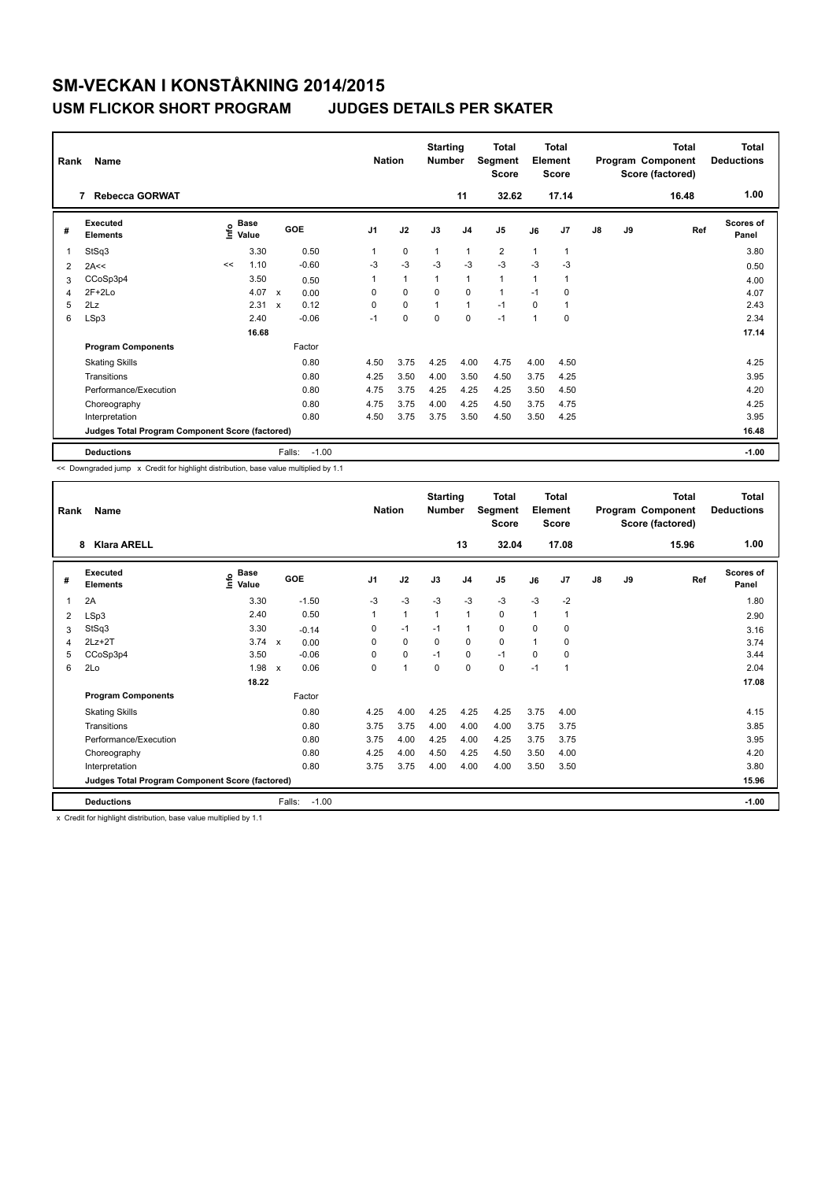# SM-VECKAN I KONSTÅKNING 2014/2015

## USM FLICKOR SHORT PROGRAM JUDGES DETAILS PER SKATER

| Rank | Name | Nation | Starting Number | Total Segment Score | Total Element Score | Total Program Component Score (factored) | Total Deductions |
|---|---|---|---|---|---|---|---|
| 7 | Rebecca GORWAT | | 11 | 32.62 | 17.14 | 16.48 | 1.00 |

| # | Executed Elements | Info | Base Value | | GOE | J1 | J2 | J3 | J4 | J5 | J6 | J7 | J8 | J9 | Ref | Scores of Panel |
|---|---|---|---|---|---|---|---|---|---|---|---|---|---|---|---|---|
| 1 | StSq3 | | 3.30 | | 0.50 | 1 | 0 | 1 | 1 | 2 | 1 | 1 | | | | 3.80 |
| 2 | 2A<< | << | 1.10 | | -0.60 | -3 | -3 | -3 | -3 | -3 | -3 | -3 | | | | 0.50 |
| 3 | CCoSp3p4 | | 3.50 | | 0.50 | 1 | 1 | 1 | 1 | 1 | 1 | 1 | | | | 4.00 |
| 4 | 2F+2Lo | | 4.07 | x | 0.00 | 0 | 0 | 0 | 0 | 1 | -1 | 0 | | | | 4.07 |
| 5 | 2Lz | | 2.31 | x | 0.12 | 0 | 0 | 1 | 1 | -1 | 0 | 1 | | | | 2.43 |
| 6 | LSp3 | | 2.40 | | -0.06 | -1 | 0 | 0 | 0 | -1 | 1 | 0 | | | | 2.34 |
| | | | 16.68 | | | | | | | | | | | | | 17.14 |
| | **Program Components** | | | | Factor | | | | | | | | | | | |
| | Skating Skills | | | | 0.80 | 4.50 | 3.75 | 4.25 | 4.00 | 4.75 | 4.00 | 4.50 | | | | 4.25 |
| | Transitions | | | | 0.80 | 4.25 | 3.50 | 4.00 | 3.50 | 4.50 | 3.75 | 4.25 | | | | 3.95 |
| | Performance/Execution | | | | 0.80 | 4.75 | 3.75 | 4.25 | 4.25 | 4.25 | 3.50 | 4.50 | | | | 4.20 |
| | Choreography | | | | 0.80 | 4.75 | 3.75 | 4.00 | 4.25 | 4.50 | 3.75 | 4.75 | | | | 4.25 |
| | Interpretation | | | | 0.80 | 4.50 | 3.75 | 3.75 | 3.50 | 4.50 | 3.50 | 4.25 | | | | 3.95 |
| | Judges Total Program Component Score (factored) | | | | | | | | | | | | | | | 16.48 |
| | **Deductions** | | | | Falls: -1.00 | | | | | | | | | | | -1.00 |

<< Downgraded jump x Credit for highlight distribution, base value multiplied by 1.1

| Rank | Name | Nation | Starting Number | Total Segment Score | Total Element Score | Total Program Component Score (factored) | Total Deductions |
|---|---|---|---|---|---|---|---|
| 8 | Klara ARELL | | 13 | 32.04 | 17.08 | 15.96 | 1.00 |

| # | Executed Elements | Info | Base Value | | GOE | J1 | J2 | J3 | J4 | J5 | J6 | J7 | J8 | J9 | Ref | Scores of Panel |
|---|---|---|---|---|---|---|---|---|---|---|---|---|---|---|---|---|
| 1 | 2A | | 3.30 | | -1.50 | -3 | -3 | -3 | -3 | -3 | -3 | -2 | | | | 1.80 |
| 2 | LSp3 | | 2.40 | | 0.50 | 1 | 1 | 1 | 1 | 0 | 1 | 1 | | | | 2.90 |
| 3 | StSq3 | | 3.30 | | -0.14 | 0 | -1 | -1 | 1 | 0 | 0 | 0 | | | | 3.16 |
| 4 | 2Lz+2T | | 3.74 | x | 0.00 | 0 | 0 | 0 | 0 | 0 | 1 | 0 | | | | 3.74 |
| 5 | CCoSp3p4 | | 3.50 | | -0.06 | 0 | 0 | -1 | 0 | -1 | 0 | 0 | | | | 3.44 |
| 6 | 2Lo | | 1.98 | x | 0.06 | 0 | 1 | 0 | 0 | 0 | -1 | 1 | | | | 2.04 |
| | | | 18.22 | | | | | | | | | | | | | 17.08 |
| | **Program Components** | | | | Factor | | | | | | | | | | | |
| | Skating Skills | | | | 0.80 | 4.25 | 4.00 | 4.25 | 4.25 | 4.25 | 3.75 | 4.00 | | | | 4.15 |
| | Transitions | | | | 0.80 | 3.75 | 3.75 | 4.00 | 4.00 | 4.00 | 3.75 | 3.75 | | | | 3.85 |
| | Performance/Execution | | | | 0.80 | 3.75 | 4.00 | 4.25 | 4.00 | 4.25 | 3.75 | 3.75 | | | | 3.95 |
| | Choreography | | | | 0.80 | 4.25 | 4.00 | 4.50 | 4.25 | 4.50 | 3.50 | 4.00 | | | | 4.20 |
| | Interpretation | | | | 0.80 | 3.75 | 3.75 | 4.00 | 4.00 | 4.00 | 3.50 | 3.50 | | | | 3.80 |
| | Judges Total Program Component Score (factored) | | | | | | | | | | | | | | | 15.96 |
| | **Deductions** | | | | Falls: -1.00 | | | | | | | | | | | -1.00 |

x Credit for highlight distribution, base value multiplied by 1.1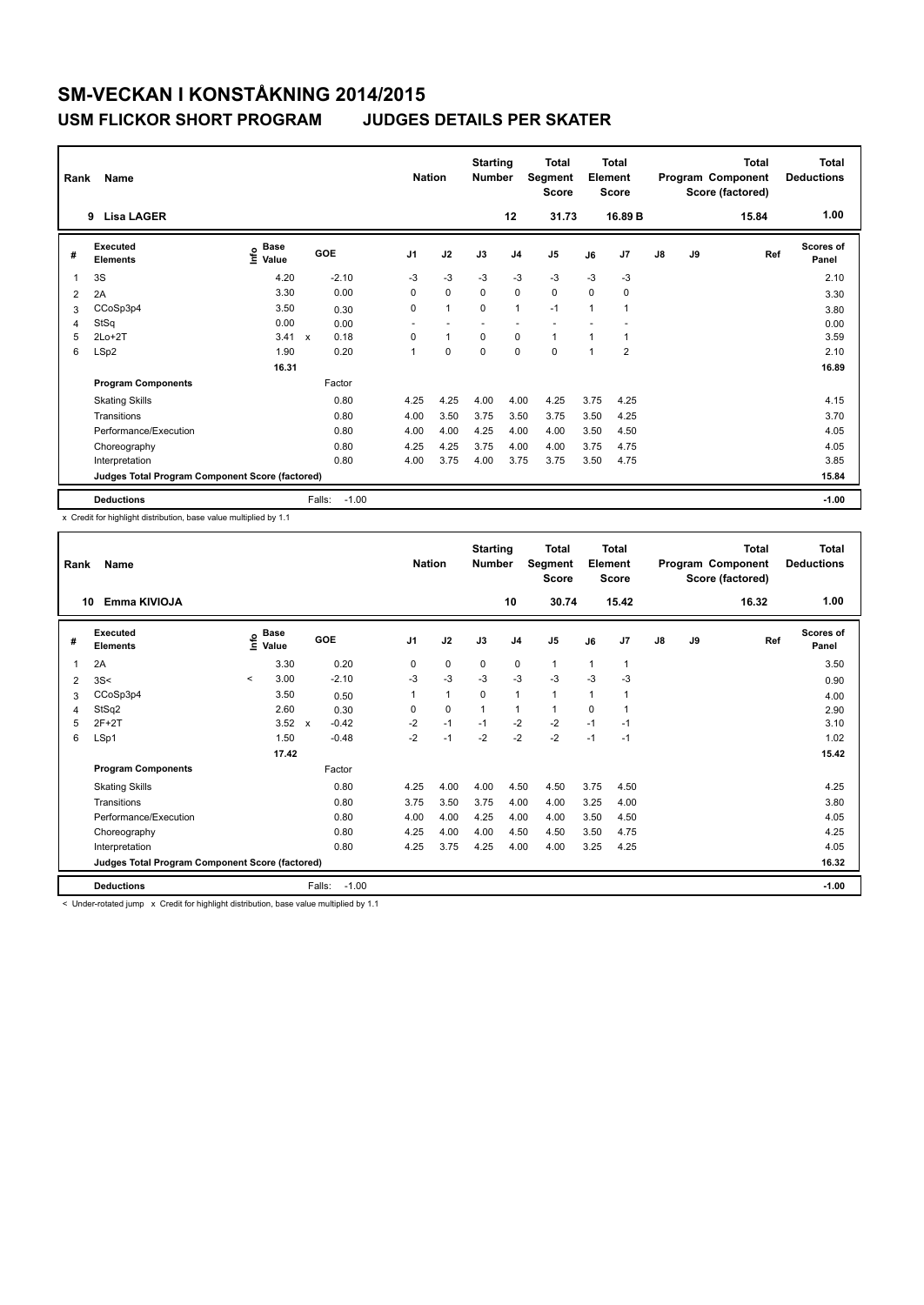# SM-VECKAN I KONSTÅKNING 2014/2015

## USM FLICKOR SHORT PROGRAM JUDGES DETAILS PER SKATER

| Rank | Name | Nation | Starting Number | Total Segment Score | Total Element Score | Total Program Component Score (factored) | Total Deductions |
|---|---|---|---|---|---|---|---|
| 9 | Lisa LAGER | | 12 | 31.73 | 16.89 B | 15.84 | 1.00 |

| # | Executed Elements | Info | Base Value | | GOE | J1 | J2 | J3 | J4 | J5 | J6 | J7 | J8 | J9 | Ref | Scores of Panel |
|---|---|---|---|---|---|---|---|---|---|---|---|---|---|---|---|---|
| 1 | 3S | | 4.20 | | -2.10 | -3 | -3 | -3 | -3 | -3 | -3 | -3 | | | | 2.10 |
| 2 | 2A | | 3.30 | | 0.00 | 0 | 0 | 0 | 0 | 0 | 0 | 0 | | | | 3.30 |
| 3 | CCoSp3p4 | | 3.50 | | 0.30 | 0 | 1 | 0 | 1 | -1 | 1 | 1 | | | | 3.80 |
| 4 | StSq | | 0.00 | | 0.00 | - | - | - | - | - | - | - | | | | 0.00 |
| 5 | 2Lo+2T | | 3.41 | x | 0.18 | 0 | 1 | 0 | 0 | 1 | 1 | 1 | | | | 3.59 |
| 6 | LSp2 | | 1.90 | | 0.20 | 1 | 0 | 0 | 0 | 0 | 1 | 2 | | | | 2.10 |
| | | | 16.31 | | | | | | | | | | | | | 16.89 |
| | **Program Components** | | | | Factor | | | | | | | | | | | |
| | Skating Skills | | | | 0.80 | 4.25 | 4.25 | 4.00 | 4.00 | 4.25 | 3.75 | 4.25 | | | | 4.15 |
| | Transitions | | | | 0.80 | 4.00 | 3.50 | 3.75 | 3.50 | 3.75 | 3.50 | 4.25 | | | | 3.70 |
| | Performance/Execution | | | | 0.80 | 4.00 | 4.00 | 4.25 | 4.00 | 4.00 | 3.50 | 4.50 | | | | 4.05 |
| | Choreography | | | | 0.80 | 4.25 | 4.25 | 3.75 | 4.00 | 4.00 | 3.75 | 4.75 | | | | 4.05 |
| | Interpretation | | | | 0.80 | 4.00 | 3.75 | 4.00 | 3.75 | 3.75 | 3.50 | 4.75 | | | | 3.85 |
| | **Judges Total Program Component Score (factored)** | | | | | | | | | | | | | | | 15.84 |
| | **Deductions** | | | | Falls: -1.00 | | | | | | | | | | | -1.00 |

x Credit for highlight distribution, base value multiplied by 1.1

| Rank | Name | Nation | Starting Number | Total Segment Score | Total Element Score | Total Program Component Score (factored) | Total Deductions |
|---|---|---|---|---|---|---|---|
| 10 | Emma KIVIOJA | | 10 | 30.74 | 15.42 | 16.32 | 1.00 |

| # | Executed Elements | Info | Base Value | | GOE | J1 | J2 | J3 | J4 | J5 | J6 | J7 | J8 | J9 | Ref | Scores of Panel |
|---|---|---|---|---|---|---|---|---|---|---|---|---|---|---|---|---|
| 1 | 2A | | 3.30 | | 0.20 | 0 | 0 | 0 | 0 | 1 | 1 | 1 | | | | 3.50 |
| 2 | 3S< | < | 3.00 | | -2.10 | -3 | -3 | -3 | -3 | -3 | -3 | -3 | | | | 0.90 |
| 3 | CCoSp3p4 | | 3.50 | | 0.50 | 1 | 1 | 0 | 1 | 1 | 1 | 1 | | | | 4.00 |
| 4 | StSq2 | | 2.60 | | 0.30 | 0 | 0 | 1 | 1 | 1 | 0 | 1 | | | | 2.90 |
| 5 | 2F+2T | | 3.52 | x | -0.42 | -2 | -1 | -1 | -2 | -2 | -1 | -1 | | | | 3.10 |
| 6 | LSp1 | | 1.50 | | -0.48 | -2 | -1 | -2 | -2 | -2 | -1 | -1 | | | | 1.02 |
| | | | 17.42 | | | | | | | | | | | | | 15.42 |
| | **Program Components** | | | | Factor | | | | | | | | | | | |
| | Skating Skills | | | | 0.80 | 4.25 | 4.00 | 4.00 | 4.50 | 4.50 | 3.75 | 4.50 | | | | 4.25 |
| | Transitions | | | | 0.80 | 3.75 | 3.50 | 3.75 | 4.00 | 4.00 | 3.25 | 4.00 | | | | 3.80 |
| | Performance/Execution | | | | 0.80 | 4.00 | 4.00 | 4.25 | 4.00 | 4.00 | 3.50 | 4.50 | | | | 4.05 |
| | Choreography | | | | 0.80 | 4.25 | 4.00 | 4.00 | 4.50 | 4.50 | 3.50 | 4.75 | | | | 4.25 |
| | Interpretation | | | | 0.80 | 4.25 | 3.75 | 4.25 | 4.00 | 4.00 | 3.25 | 4.25 | | | | 4.05 |
| | **Judges Total Program Component Score (factored)** | | | | | | | | | | | | | | | 16.32 |
| | **Deductions** | | | | Falls: -1.00 | | | | | | | | | | | -1.00 |

< Under-rotated jump x Credit for highlight distribution, base value multiplied by 1.1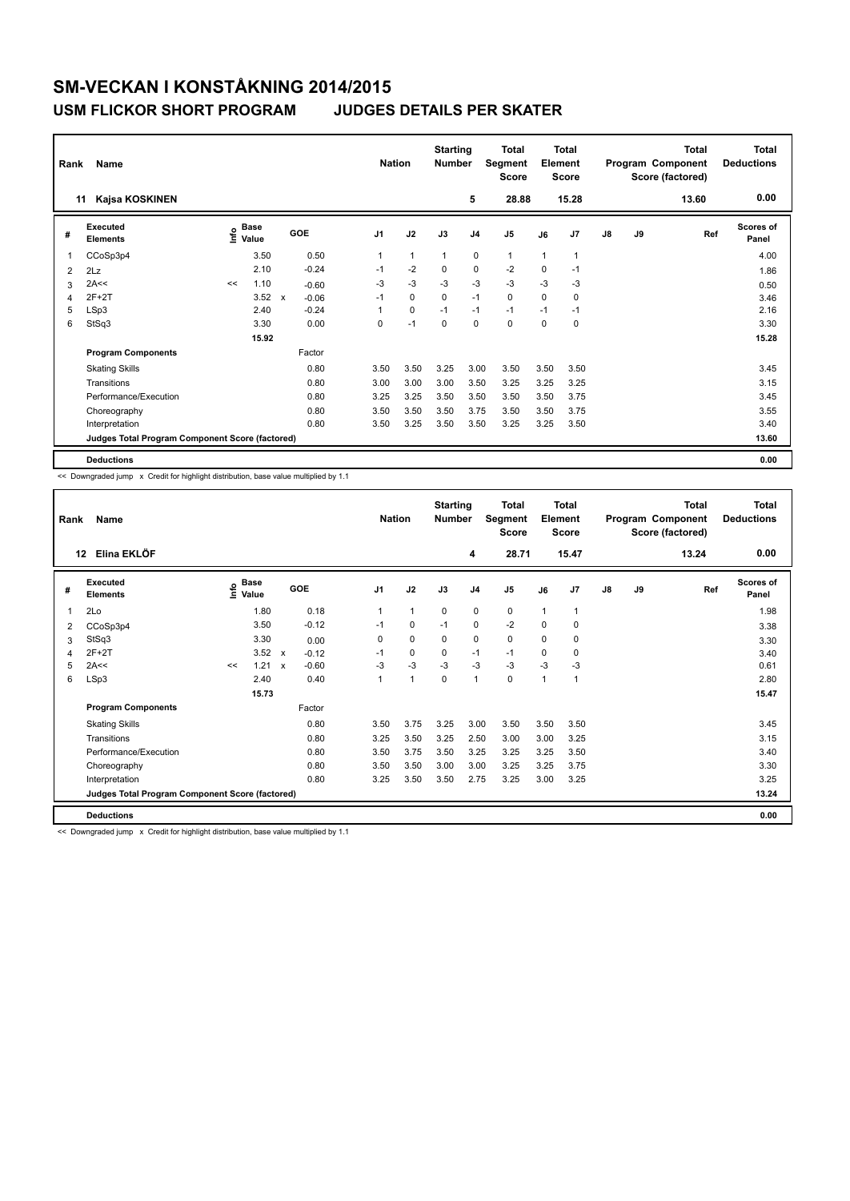# SM-VECKAN I KONSTÅKNING 2014/2015

## USM FLICKOR SHORT PROGRAM JUDGES DETAILS PER SKATER

| Rank | Name | Nation | Starting Number | Total Segment Score | Total Element Score | Total Program Component Score (factored) | Total Deductions |
|---|---|---|---|---|---|---|---|
| 11 | Kajsa KOSKINEN | | 5 | 28.88 | 15.28 | 13.60 | 0.00 |

| # | Executed Elements | Info | Base Value | | GOE | J1 | J2 | J3 | J4 | J5 | J6 | J7 | J8 | J9 | Ref | Scores of Panel |
|---|---|---|---|---|---|---|---|---|---|---|---|---|---|---|---|---|
| 1 | CCoSp3p4 | | 3.50 | | 0.50 | 1 | 1 | 1 | 0 | 1 | 1 | 1 | | | | 4.00 |
| 2 | 2Lz | | 2.10 | | -0.24 | -1 | -2 | 0 | 0 | -2 | 0 | -1 | | | | 1.86 |
| 3 | 2A<< | << | 1.10 | | -0.60 | -3 | -3 | -3 | -3 | -3 | -3 | -3 | | | | 0.50 |
| 4 | 2F+2T | | 3.52 | x | -0.06 | -1 | 0 | 0 | -1 | 0 | 0 | 0 | | | | 3.46 |
| 5 | LSp3 | | 2.40 | | -0.24 | 1 | 0 | -1 | -1 | -1 | -1 | -1 | | | | 2.16 |
| 6 | StSq3 | | 3.30 | | 0.00 | 0 | -1 | 0 | 0 | 0 | 0 | 0 | | | | 3.30 |
| | | | 15.92 | | | | | | | | | | | | | 15.28 |
| | **Program Components** | | | | Factor | | | | | | | | | | | |
| | Skating Skills | | | | 0.80 | 3.50 | 3.50 | 3.25 | 3.00 | 3.50 | 3.50 | 3.50 | | | | 3.45 |
| | Transitions | | | | 0.80 | 3.00 | 3.00 | 3.00 | 3.50 | 3.25 | 3.25 | 3.25 | | | | 3.15 |
| | Performance/Execution | | | | 0.80 | 3.25 | 3.25 | 3.50 | 3.50 | 3.50 | 3.50 | 3.75 | | | | 3.45 |
| | Choreography | | | | 0.80 | 3.50 | 3.50 | 3.50 | 3.75 | 3.50 | 3.50 | 3.75 | | | | 3.55 |
| | Interpretation | | | | 0.80 | 3.50 | 3.25 | 3.50 | 3.50 | 3.25 | 3.25 | 3.50 | | | | 3.40 |
| | **Judges Total Program Component Score (factored)** | | | | | | | | | | | | | | | 13.60 |
| | **Deductions** | | | | | | | | | | | | | | | 0.00 |

<< Downgraded jump x Credit for highlight distribution, base value multiplied by 1.1

| Rank | Name | Nation | Starting Number | Total Segment Score | Total Element Score | Total Program Component Score (factored) | Total Deductions |
|---|---|---|---|---|---|---|---|
| 12 | Elina EKLÖF | | 4 | 28.71 | 15.47 | 13.24 | 0.00 |

| # | Executed Elements | Info | Base Value | | GOE | J1 | J2 | J3 | J4 | J5 | J6 | J7 | J8 | J9 | Ref | Scores of Panel |
|---|---|---|---|---|---|---|---|---|---|---|---|---|---|---|---|---|
| 1 | 2Lo | | 1.80 | | 0.18 | 1 | 1 | 0 | 0 | 0 | 1 | 1 | | | | 1.98 |
| 2 | CCoSp3p4 | | 3.50 | | -0.12 | -1 | 0 | -1 | 0 | -2 | 0 | 0 | | | | 3.38 |
| 3 | StSq3 | | 3.30 | | 0.00 | 0 | 0 | 0 | 0 | 0 | 0 | 0 | | | | 3.30 |
| 4 | 2F+2T | | 3.52 | x | -0.12 | -1 | 0 | 0 | -1 | -1 | 0 | 0 | | | | 3.40 |
| 5 | 2A<< | << | 1.21 | x | -0.60 | -3 | -3 | -3 | -3 | -3 | -3 | -3 | | | | 0.61 |
| 6 | LSp3 | | 2.40 | | 0.40 | 1 | 1 | 0 | 1 | 0 | 1 | 1 | | | | 2.80 |
| | | | 15.73 | | | | | | | | | | | | | 15.47 |
| | **Program Components** | | | | Factor | | | | | | | | | | | |
| | Skating Skills | | | | 0.80 | 3.50 | 3.75 | 3.25 | 3.00 | 3.50 | 3.50 | 3.50 | | | | 3.45 |
| | Transitions | | | | 0.80 | 3.25 | 3.50 | 3.25 | 2.50 | 3.00 | 3.00 | 3.25 | | | | 3.15 |
| | Performance/Execution | | | | 0.80 | 3.50 | 3.75 | 3.50 | 3.25 | 3.25 | 3.25 | 3.50 | | | | 3.40 |
| | Choreography | | | | 0.80 | 3.50 | 3.50 | 3.00 | 3.00 | 3.25 | 3.25 | 3.75 | | | | 3.30 |
| | Interpretation | | | | 0.80 | 3.25 | 3.50 | 3.50 | 2.75 | 3.25 | 3.00 | 3.25 | | | | 3.25 |
| | **Judges Total Program Component Score (factored)** | | | | | | | | | | | | | | | 13.24 |
| | **Deductions** | | | | | | | | | | | | | | | 0.00 |

<< Downgraded jump x Credit for highlight distribution, base value multiplied by 1.1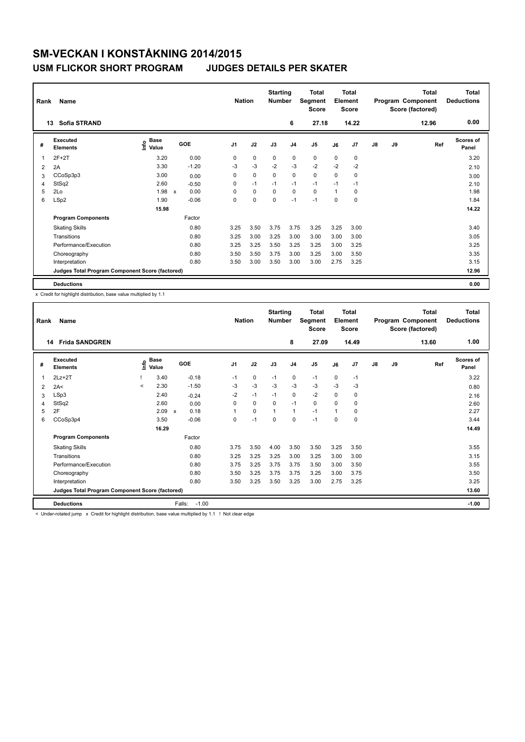# SM-VECKAN I KONSTÅKNING 2014/2015

## USM FLICKOR SHORT PROGRAM JUDGES DETAILS PER SKATER

| Rank | Name | Nation | Starting Number | Total Segment Score | Total Element Score | Total Program Component Score (factored) | Total Deductions |
|---|---|---|---|---|---|---|---|
| 13 | Sofia STRAND | | 6 | 27.18 | 14.22 | 12.96 | 0.00 |

| # | Executed Elements | Info | Base Value | | GOE | J1 | J2 | J3 | J4 | J5 | J6 | J7 | J8 | J9 | Ref | Scores of Panel |
|---|---|---|---|---|---|---|---|---|---|---|---|---|---|---|---|---|
| 1 | 2F+2T | | 3.20 | | 0.00 | 0 | 0 | 0 | 0 | 0 | 0 | 0 | | | | 3.20 |
| 2 | 2A | | 3.30 | | -1.20 | -3 | -3 | -2 | -3 | -2 | -2 | -2 | | | | 2.10 |
| 3 | CCoSp3p3 | | 3.00 | | 0.00 | 0 | 0 | 0 | 0 | 0 | 0 | 0 | | | | 3.00 |
| 4 | StSq2 | | 2.60 | | -0.50 | 0 | -1 | -1 | -1 | -1 | -1 | -1 | | | | 2.10 |
| 5 | 2Lo | | 1.98 | x | 0.00 | 0 | 0 | 0 | 0 | 0 | 1 | 0 | | | | 1.98 |
| 6 | LSp2 | | 1.90 | | -0.06 | 0 | 0 | 0 | -1 | -1 | 0 | 0 | | | | 1.84 |
| | | | 15.98 | | | | | | | | | | | | | 14.22 |
| | **Program Components** | | | | Factor | | | | | | | | | | | |
| | Skating Skills | | | | 0.80 | 3.25 | 3.50 | 3.75 | 3.75 | 3.25 | 3.25 | 3.00 | | | | 3.40 |
| | Transitions | | | | 0.80 | 3.25 | 3.00 | 3.25 | 3.00 | 3.00 | 3.00 | 3.00 | | | | 3.05 |
| | Performance/Execution | | | | 0.80 | 3.25 | 3.25 | 3.50 | 3.25 | 3.25 | 3.00 | 3.25 | | | | 3.25 |
| | Choreography | | | | 0.80 | 3.50 | 3.50 | 3.75 | 3.00 | 3.25 | 3.00 | 3.50 | | | | 3.35 |
| | Interpretation | | | | 0.80 | 3.50 | 3.00 | 3.50 | 3.00 | 3.00 | 2.75 | 3.25 | | | | 3.15 |
| | **Judges Total Program Component Score (factored)** | | | | | | | | | | | | | | | 12.96 |
| | **Deductions** | | | | | | | | | | | | | | | 0.00 |

x Credit for highlight distribution, base value multiplied by 1.1

| Rank | Name | Nation | Starting Number | Total Segment Score | Total Element Score | Total Program Component Score (factored) | Total Deductions |
|---|---|---|---|---|---|---|---|
| 14 | Frida SANDGREN | | 8 | 27.09 | 14.49 | 13.60 | 1.00 |

| # | Executed Elements | Info | Base Value | | GOE | J1 | J2 | J3 | J4 | J5 | J6 | J7 | J8 | J9 | Ref | Scores of Panel |
|---|---|---|---|---|---|---|---|---|---|---|---|---|---|---|---|---|
| 1 | 2Lz+2T | ! | 3.40 | | -0.18 | -1 | 0 | -1 | 0 | -1 | 0 | -1 | | | | 3.22 |
| 2 | 2A< | < | 2.30 | | -1.50 | -3 | -3 | -3 | -3 | -3 | -3 | -3 | | | | 0.80 |
| 3 | LSp3 | | 2.40 | | -0.24 | -2 | -1 | -1 | 0 | -2 | 0 | 0 | | | | 2.16 |
| 4 | StSq2 | | 2.60 | | 0.00 | 0 | 0 | 0 | -1 | 0 | 0 | 0 | | | | 2.60 |
| 5 | 2F | | 2.09 | x | 0.18 | 1 | 0 | 1 | 1 | -1 | 1 | 0 | | | | 2.27 |
| 6 | CCoSp3p4 | | 3.50 | | -0.06 | 0 | -1 | 0 | 0 | -1 | 0 | 0 | | | | 3.44 |
| | | | 16.29 | | | | | | | | | | | | | 14.49 |
| | **Program Components** | | | | Factor | | | | | | | | | | | |
| | Skating Skills | | | | 0.80 | 3.75 | 3.50 | 4.00 | 3.50 | 3.50 | 3.25 | 3.50 | | | | 3.55 |
| | Transitions | | | | 0.80 | 3.25 | 3.25 | 3.25 | 3.00 | 3.25 | 3.00 | 3.00 | | | | 3.15 |
| | Performance/Execution | | | | 0.80 | 3.75 | 3.25 | 3.75 | 3.75 | 3.50 | 3.00 | 3.50 | | | | 3.55 |
| | Choreography | | | | 0.80 | 3.50 | 3.25 | 3.75 | 3.75 | 3.25 | 3.00 | 3.75 | | | | 3.50 |
| | Interpretation | | | | 0.80 | 3.50 | 3.25 | 3.50 | 3.25 | 3.00 | 2.75 | 3.25 | | | | 3.25 |
| | **Judges Total Program Component Score (factored)** | | | | | | | | | | | | | | | 13.60 |
| | **Deductions** | | | Falls: | -1.00 | | | | | | | | | | | -1.00 |

< Under-rotated jump x Credit for highlight distribution, base value multiplied by 1.1 ! Not clear edge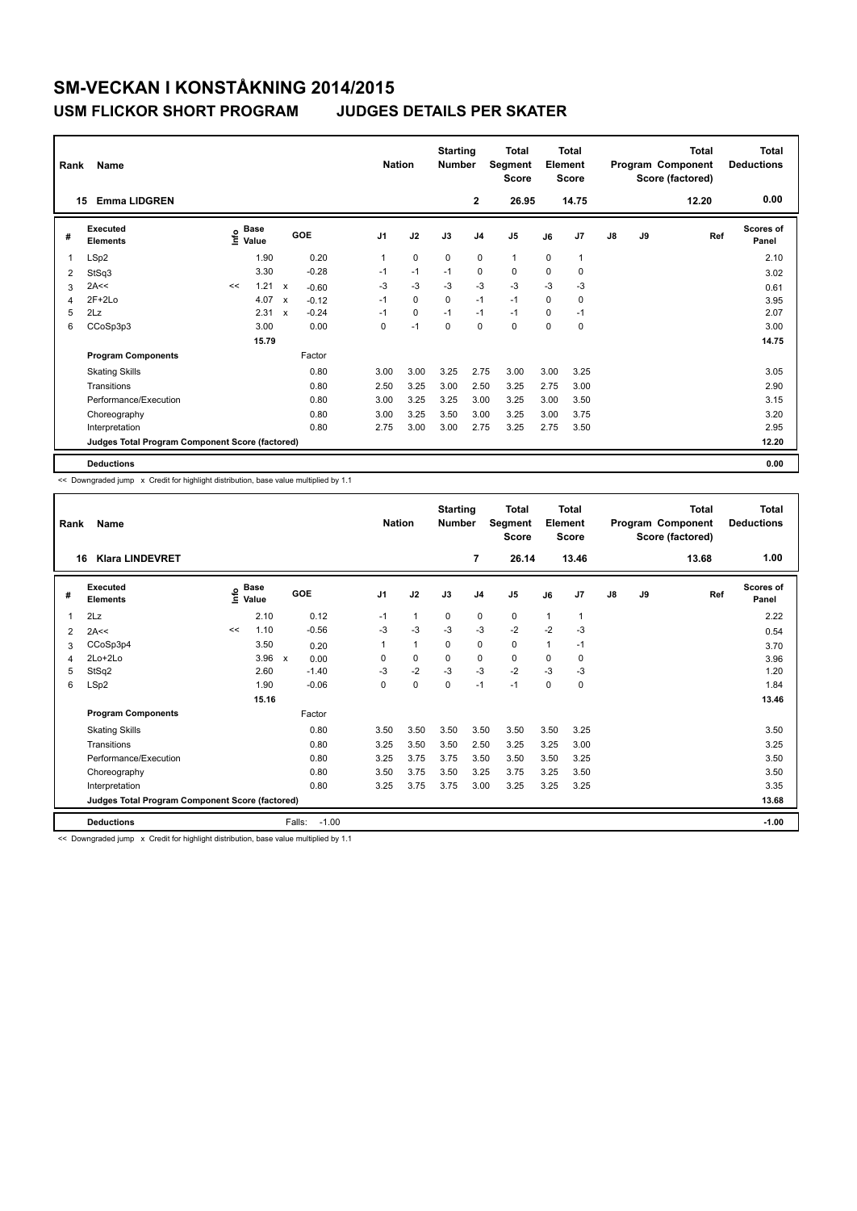# SM-VECKAN I KONSTÅKNING 2014/2015

## USM FLICKOR SHORT PROGRAM JUDGES DETAILS PER SKATER

| Rank | Name | Nation | Starting Number | Total Segment Score | Total Element Score | Total Program Component Score (factored) | Total Deductions |
|---|---|---|---|---|---|---|---|
| 15 | Emma LIDGREN | | 2 | 26.95 | 14.75 | 12.20 | 0.00 |

| # | Executed Elements | Info | Base Value | | GOE | J1 | J2 | J3 | J4 | J5 | J6 | J7 | J8 | J9 | Ref | Scores of Panel |
|---|---|---|---|---|---|---|---|---|---|---|---|---|---|---|---|---|
| 1 | LSp2 | | 1.90 | | 0.20 | 1 | 0 | 0 | 0 | 1 | 0 | 1 | | | | 2.10 |
| 2 | StSq3 | | 3.30 | | -0.28 | -1 | -1 | -1 | 0 | 0 | 0 | 0 | | | | 3.02 |
| 3 | 2A<< | << | 1.21 | x | -0.60 | -3 | -3 | -3 | -3 | -3 | -3 | -3 | | | | 0.61 |
| 4 | 2F+2Lo | | 4.07 | x | -0.12 | -1 | 0 | 0 | -1 | -1 | 0 | 0 | | | | 3.95 |
| 5 | 2Lz | | 2.31 | x | -0.24 | -1 | 0 | -1 | -1 | -1 | 0 | -1 | | | | 2.07 |
| 6 | CCoSp3p3 | | 3.00 | | 0.00 | 0 | -1 | 0 | 0 | 0 | 0 | 0 | | | | 3.00 |
| | | | 15.79 | | | | | | | | | | | | | 14.75 |
| | **Program Components** | | | | Factor | | | | | | | | | | | |
| | Skating Skills | | | | 0.80 | 3.00 | 3.00 | 3.25 | 2.75 | 3.00 | 3.00 | 3.25 | | | | 3.05 |
| | Transitions | | | | 0.80 | 2.50 | 3.25 | 3.00 | 2.50 | 3.25 | 2.75 | 3.00 | | | | 2.90 |
| | Performance/Execution | | | | 0.80 | 3.00 | 3.25 | 3.25 | 3.00 | 3.25 | 3.00 | 3.50 | | | | 3.15 |
| | Choreography | | | | 0.80 | 3.00 | 3.25 | 3.50 | 3.00 | 3.25 | 3.00 | 3.75 | | | | 3.20 |
| | Interpretation | | | | 0.80 | 2.75 | 3.00 | 3.00 | 2.75 | 3.25 | 2.75 | 3.50 | | | | 2.95 |
| | **Judges Total Program Component Score (factored)** | | | | | | | | | | | | | | | 12.20 |
| | **Deductions** | | | | | | | | | | | | | | | 0.00 |

<< Downgraded jump x Credit for highlight distribution, base value multiplied by 1.1

| Rank | Name | Nation | Starting Number | Total Segment Score | Total Element Score | Total Program Component Score (factored) | Total Deductions |
|---|---|---|---|---|---|---|---|
| 16 | Klara LINDEVRET | | 7 | 26.14 | 13.46 | 13.68 | 1.00 |

| # | Executed Elements | Info | Base Value | | GOE | J1 | J2 | J3 | J4 | J5 | J6 | J7 | J8 | J9 | Ref | Scores of Panel |
|---|---|---|---|---|---|---|---|---|---|---|---|---|---|---|---|---|
| 1 | 2Lz | | 2.10 | | 0.12 | -1 | 1 | 0 | 0 | 0 | 1 | 1 | | | | 2.22 |
| 2 | 2A<< | << | 1.10 | | -0.56 | -3 | -3 | -3 | -3 | -2 | -2 | -3 | | | | 0.54 |
| 3 | CCoSp3p4 | | 3.50 | | 0.20 | 1 | 1 | 0 | 0 | 0 | 1 | -1 | | | | 3.70 |
| 4 | 2Lo+2Lo | | 3.96 | x | 0.00 | 0 | 0 | 0 | 0 | 0 | 0 | 0 | | | | 3.96 |
| 5 | StSq2 | | 2.60 | | -1.40 | -3 | -2 | -3 | -3 | -2 | -3 | -3 | | | | 1.20 |
| 6 | LSp2 | | 1.90 | | -0.06 | 0 | 0 | 0 | -1 | -1 | 0 | 0 | | | | 1.84 |
| | | | 15.16 | | | | | | | | | | | | | 13.46 |
| | **Program Components** | | | | Factor | | | | | | | | | | | |
| | Skating Skills | | | | 0.80 | 3.50 | 3.50 | 3.50 | 3.50 | 3.50 | 3.50 | 3.25 | | | | 3.50 |
| | Transitions | | | | 0.80 | 3.25 | 3.50 | 3.50 | 2.50 | 3.25 | 3.25 | 3.00 | | | | 3.25 |
| | Performance/Execution | | | | 0.80 | 3.25 | 3.75 | 3.75 | 3.50 | 3.50 | 3.50 | 3.25 | | | | 3.50 |
| | Choreography | | | | 0.80 | 3.50 | 3.75 | 3.50 | 3.25 | 3.75 | 3.25 | 3.50 | | | | 3.50 |
| | Interpretation | | | | 0.80 | 3.25 | 3.75 | 3.75 | 3.00 | 3.25 | 3.25 | 3.25 | | | | 3.35 |
| | **Judges Total Program Component Score (factored)** | | | | | | | | | | | | | | | 13.68 |
| | **Deductions** | | | | Falls: -1.00 | | | | | | | | | | | -1.00 |

<< Downgraded jump x Credit for highlight distribution, base value multiplied by 1.1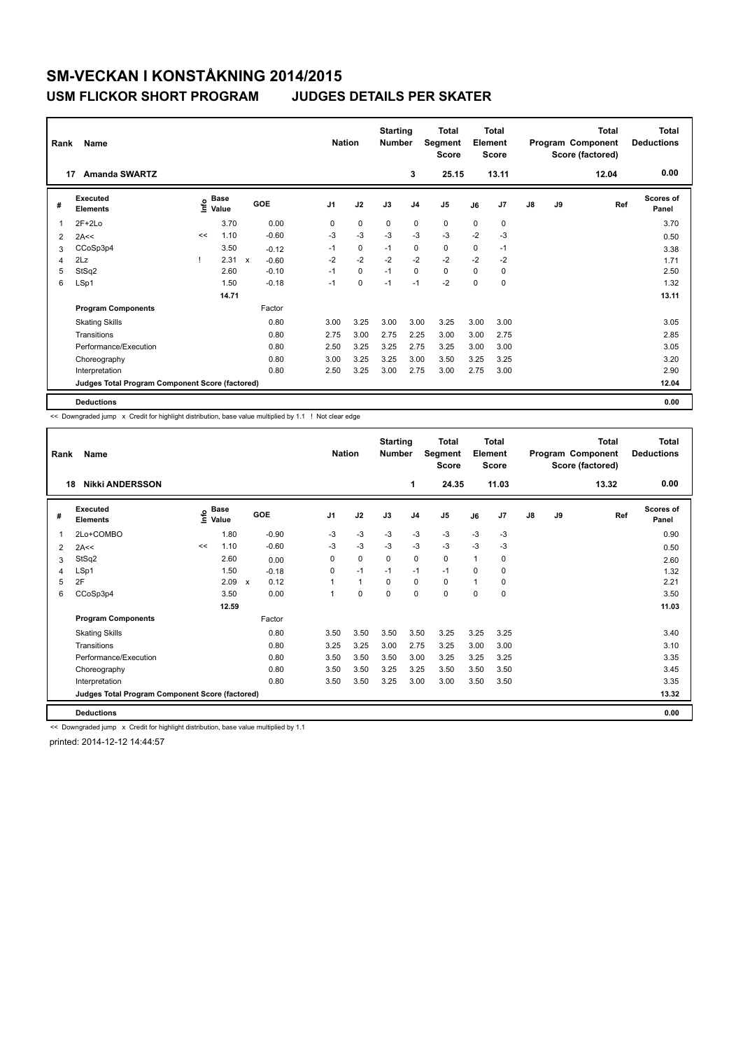# SM-VECKAN I KONSTÅKNING 2014/2015

## USM FLICKOR SHORT PROGRAM JUDGES DETAILS PER SKATER

| Rank | Name | Nation | Starting Number | Total Segment Score | Total Element Score | Total Program Component Score (factored) | Total Deductions |
|---|---|---|---|---|---|---|---|
| 17 | Amanda SWARTZ | | 3 | 25.15 | 13.11 | 12.04 | 0.00 |

| # | Executed Elements | Info | Base Value | | GOE | J1 | J2 | J3 | J4 | J5 | J6 | J7 | J8 | J9 | Ref | Scores of Panel |
|---|---|---|---|---|---|---|---|---|---|---|---|---|---|---|---|---|
| 1 | 2F+2Lo | | 3.70 | | 0.00 | 0 | 0 | 0 | 0 | 0 | 0 | 0 | | | | 3.70 |
| 2 | 2A<< | << | 1.10 | | -0.60 | -3 | -3 | -3 | -3 | -3 | -2 | -3 | | | | 0.50 |
| 3 | CCoSp3p4 | | 3.50 | | -0.12 | -1 | 0 | -1 | 0 | 0 | 0 | -1 | | | | 3.38 |
| 4 | 2Lz | ! | 2.31 | x | -0.60 | -2 | -2 | -2 | -2 | -2 | -2 | -2 | | | | 1.71 |
| 5 | StSq2 | | 2.60 | | -0.10 | -1 | 0 | -1 | 0 | 0 | 0 | 0 | | | | 2.50 |
| 6 | LSp1 | | 1.50 | | -0.18 | -1 | 0 | -1 | -1 | -2 | 0 | 0 | | | | 1.32 |
| | | | 14.71 | | | | | | | | | | | | | 13.11 |
| | **Program Components** | | | | Factor | | | | | | | | | | | |
| | Skating Skills | | | | 0.80 | 3.00 | 3.25 | 3.00 | 3.00 | 3.25 | 3.00 | 3.00 | | | | 3.05 |
| | Transitions | | | | 0.80 | 2.75 | 3.00 | 2.75 | 2.25 | 3.00 | 3.00 | 2.75 | | | | 2.85 |
| | Performance/Execution | | | | 0.80 | 2.50 | 3.25 | 3.25 | 2.75 | 3.25 | 3.00 | 3.00 | | | | 3.05 |
| | Choreography | | | | 0.80 | 3.00 | 3.25 | 3.25 | 3.00 | 3.50 | 3.25 | 3.25 | | | | 3.20 |
| | Interpretation | | | | 0.80 | 2.50 | 3.25 | 3.00 | 2.75 | 3.00 | 2.75 | 3.00 | | | | 2.90 |
| | **Judges Total Program Component Score (factored)** | | | | | | | | | | | | | | | 12.04 |
| | **Deductions** | | | | | | | | | | | | | | | 0.00 |

<< Downgraded jump x Credit for highlight distribution, base value multiplied by 1.1 ! Not clear edge

| Rank | Name | Nation | Starting Number | Total Segment Score | Total Element Score | Total Program Component Score (factored) | Total Deductions |
|---|---|---|---|---|---|---|---|
| 18 | Nikki ANDERSSON | | 1 | 24.35 | 11.03 | 13.32 | 0.00 |

| # | Executed Elements | Info | Base Value | | GOE | J1 | J2 | J3 | J4 | J5 | J6 | J7 | J8 | J9 | Ref | Scores of Panel |
|---|---|---|---|---|---|---|---|---|---|---|---|---|---|---|---|---|
| 1 | 2Lo+COMBO | | 1.80 | | -0.90 | -3 | -3 | -3 | -3 | -3 | -3 | -3 | | | | 0.90 |
| 2 | 2A<< | << | 1.10 | | -0.60 | -3 | -3 | -3 | -3 | -3 | -3 | -3 | | | | 0.50 |
| 3 | StSq2 | | 2.60 | | 0.00 | 0 | 0 | 0 | 0 | 0 | 1 | 0 | | | | 2.60 |
| 4 | LSp1 | | 1.50 | | -0.18 | 0 | -1 | -1 | -1 | -1 | 0 | 0 | | | | 1.32 |
| 5 | 2F | | 2.09 | x | 0.12 | 1 | 1 | 0 | 0 | 0 | 1 | 0 | | | | 2.21 |
| 6 | CCoSp3p4 | | 3.50 | | 0.00 | 1 | 0 | 0 | 0 | 0 | 0 | 0 | | | | 3.50 |
| | | | 12.59 | | | | | | | | | | | | | 11.03 |
| | **Program Components** | | | | Factor | | | | | | | | | | | |
| | Skating Skills | | | | 0.80 | 3.50 | 3.50 | 3.50 | 3.50 | 3.25 | 3.25 | 3.25 | | | | 3.40 |
| | Transitions | | | | 0.80 | 3.25 | 3.25 | 3.00 | 2.75 | 3.25 | 3.00 | 3.00 | | | | 3.10 |
| | Performance/Execution | | | | 0.80 | 3.50 | 3.50 | 3.50 | 3.00 | 3.25 | 3.25 | 3.25 | | | | 3.35 |
| | Choreography | | | | 0.80 | 3.50 | 3.50 | 3.25 | 3.25 | 3.50 | 3.50 | 3.50 | | | | 3.45 |
| | Interpretation | | | | 0.80 | 3.50 | 3.50 | 3.25 | 3.00 | 3.00 | 3.50 | 3.50 | | | | 3.35 |
| | **Judges Total Program Component Score (factored)** | | | | | | | | | | | | | | | 13.32 |
| | **Deductions** | | | | | | | | | | | | | | | 0.00 |

<< Downgraded jump x Credit for highlight distribution, base value multiplied by 1.1

printed: 2014-12-12 14:44:57